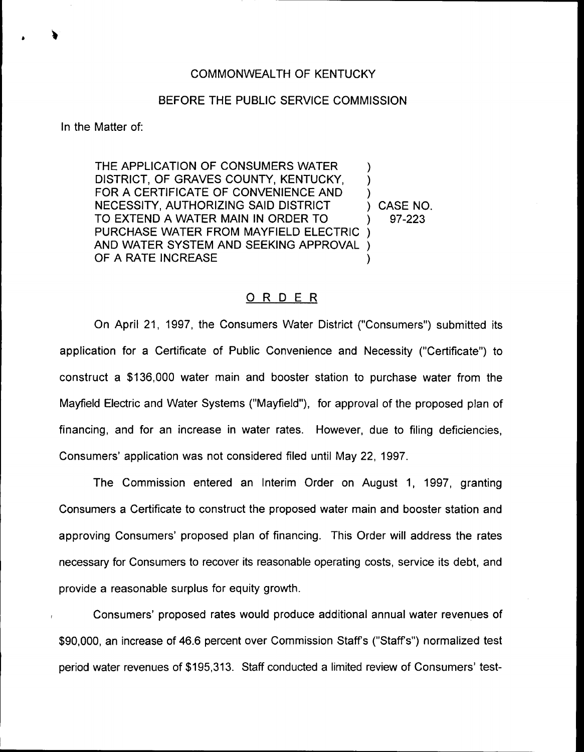COMMONWEALTH OF KENTUCKY

BEFORE THE PUBLIC SERVICE COMMISSION

In the Matter of:

| | | |
|---|---|---|
| THE APPLICATION OF CONSUMERS WATER DISTRICT, OF GRAVES COUNTY, KENTUCKY, FOR A CERTIFICATE OF CONVENIENCE AND NECESSITY, AUTHORIZING SAID DISTRICT TO EXTEND A WATER MAIN IN ORDER TO PURCHASE WATER FROM MAYFIELD ELECTRIC AND WATER SYSTEM AND SEEKING APPROVAL OF A RATE INCREASE | ) | CASE NO. 97-223 |

## ORDER

On April 21, 1997, the Consumers Water District ("Consumers") submitted its application for a Certificate of Public Convenience and Necessity ("Certificate") to construct a $136,000 water main and booster station to purchase water from the Mayfield Electric and Water Systems ("Mayfield"), for approval of the proposed plan of financing, and for an increase in water rates. However, due to filing deficiencies, Consumers' application was not considered filed until May 22, 1997.

The Commission entered an Interim Order on August 1, 1997, granting Consumers a Certificate to construct the proposed water main and booster station and approving Consumers' proposed plan of financing. This Order will address the rates necessary for Consumers to recover its reasonable operating costs, service its debt, and provide a reasonable surplus for equity growth.

Consumers' proposed rates would produce additional annual water revenues of $90,000, an increase of 46.6 percent over Commission Staff's ("Staff's") normalized test period water revenues of $195,313. Staff conducted a limited review of Consumers' test-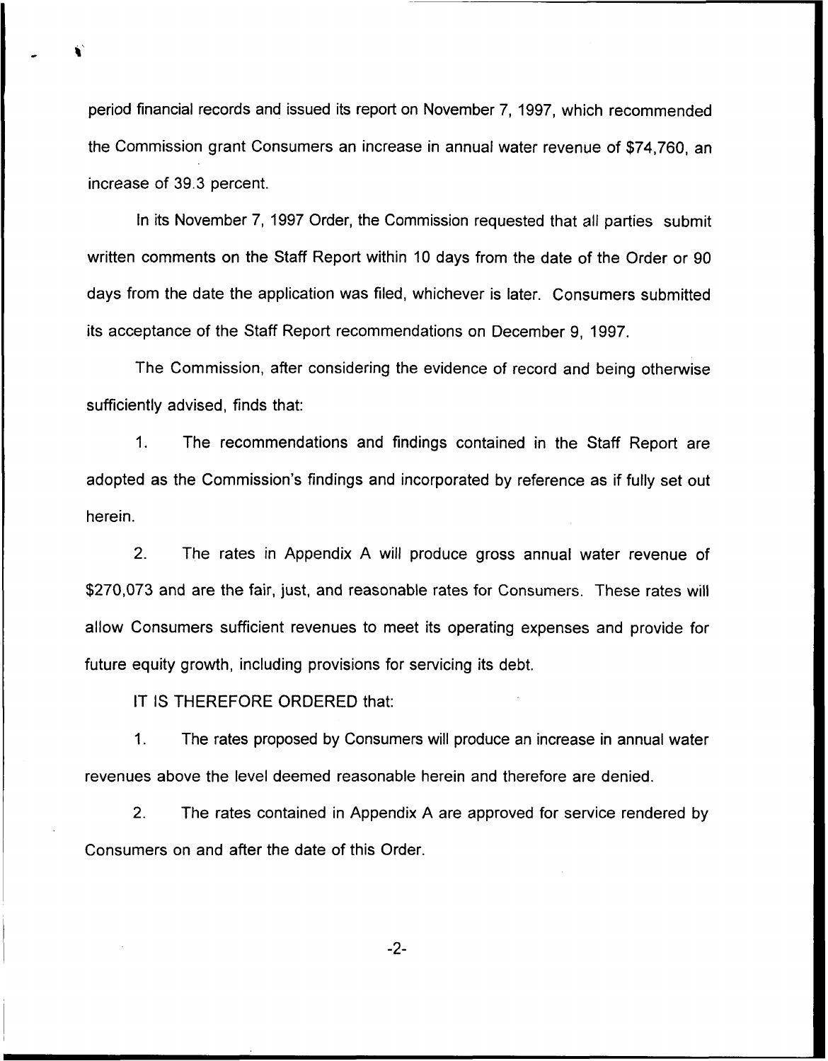period financial records and issued its report on November 7, 1997, which recommended the Commission grant Consumers an increase in annual water revenue of $74,760, an increase of 39.3 percent.

In its November 7, 1997 Order, the Commission requested that all parties submit written comments on the Staff Report within 10 days from the date of the Order or 90 days from the date the application was filed, whichever is later. Consumers submitted its acceptance of the Staff Report recommendations on December 9, 1997.

The Commission, after considering the evidence of record and being otherwise sufficiently advised, finds that:

1. The recommendations and findings contained in the Staff Report are adopted as the Commission's findings and incorporated by reference as if fully set out herein.

2. The rates in Appendix A will produce gross annual water revenue of $270,073 and are the fair, just, and reasonable rates for Consumers. These rates will allow Consumers sufficient revenues to meet its operating expenses and provide for future equity growth, including provisions for servicing its debt.

IT IS THEREFORE ORDERED that:

1. The rates proposed by Consumers will produce an increase in annual water revenues above the level deemed reasonable herein and therefore are denied.

2. The rates contained in Appendix A are approved for service rendered by Consumers on and after the date of this Order.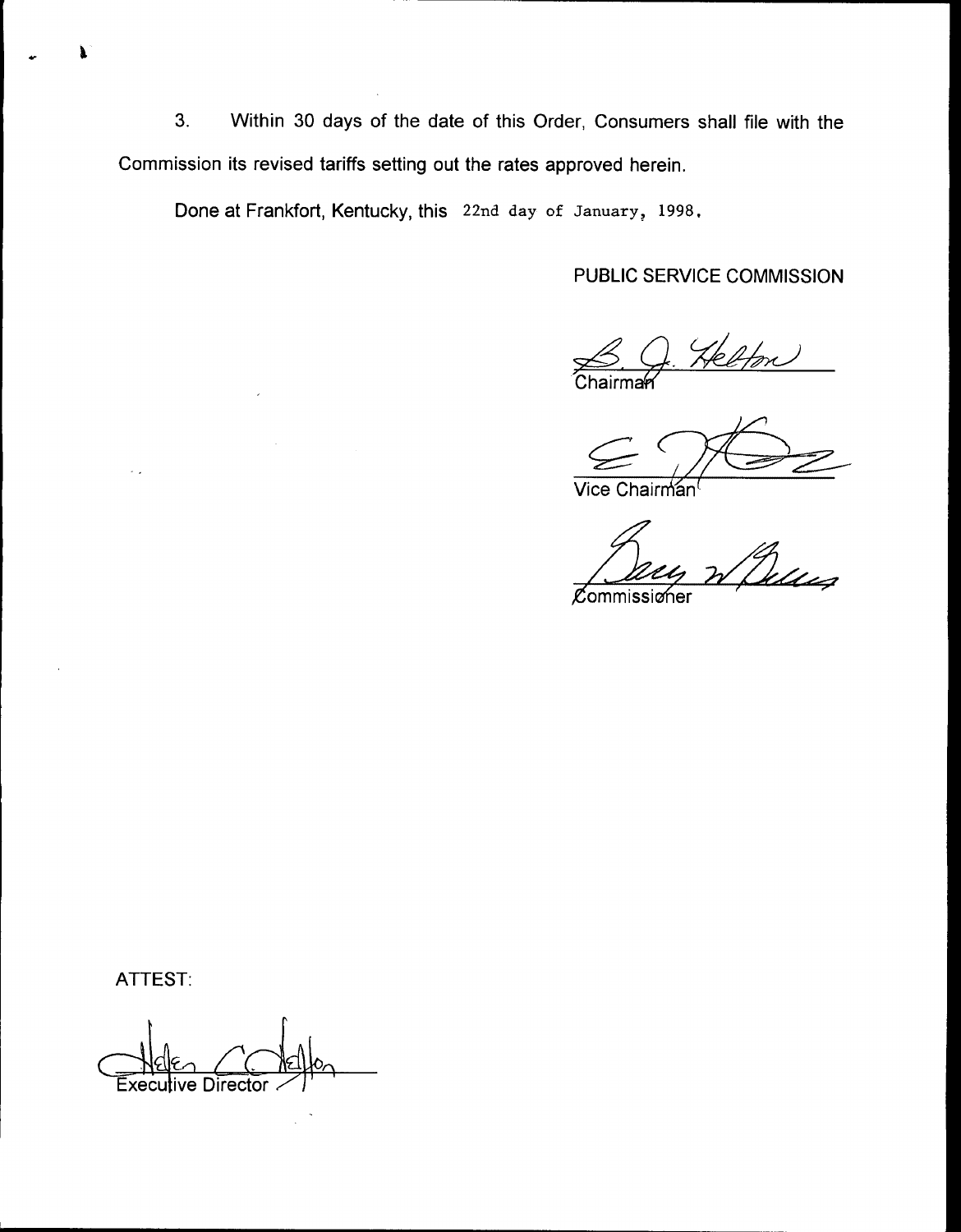3. Within 30 days of the date of this Order, Consumers shall file with the Commission its revised tariffs setting out the rates approved herein.

Done at Frankfort, Kentucky, this 22nd day of January, 1998.

PUBLIC SERVICE COMMISSION

Chairman

Vice Chairman

Commissioner

ATTEST:

Executive Director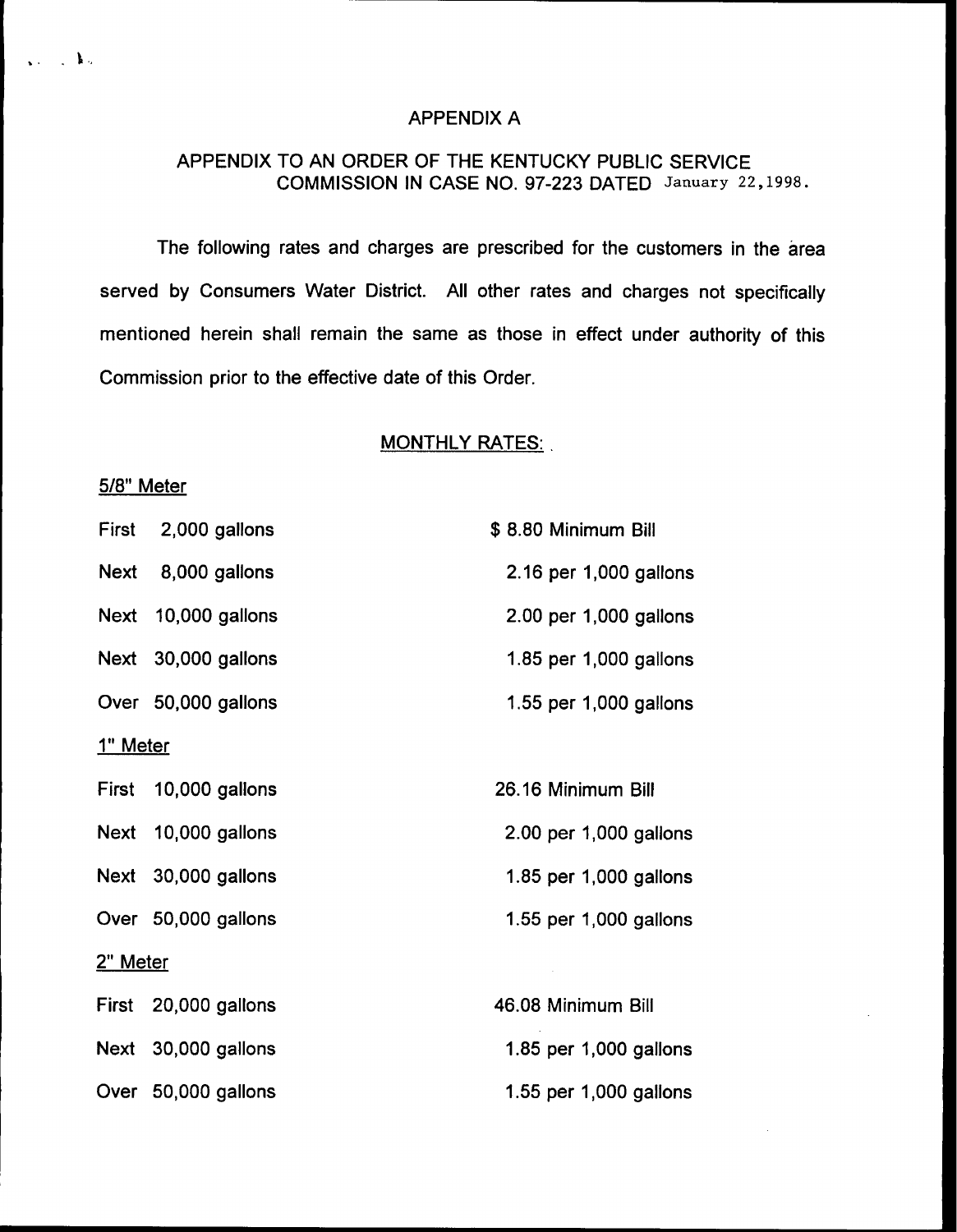APPENDIX A

APPENDIX TO AN ORDER OF THE KENTUCKY PUBLIC SERVICE COMMISSION IN CASE NO. 97-223 DATED January 22, 1998.

The following rates and charges are prescribed for the customers in the area served by Consumers Water District. All other rates and charges not specifically mentioned herein shall remain the same as those in effect under authority of this Commission prior to the effective date of this Order.

MONTHLY RATES:

5/8" Meter

| | |
|---|---|
| First 2,000 gallons | $ 8.80 Minimum Bill |
| Next 8,000 gallons | 2.16 per 1,000 gallons |
| Next 10,000 gallons | 2.00 per 1,000 gallons |
| Next 30,000 gallons | 1.85 per 1,000 gallons |
| Over 50,000 gallons | 1.55 per 1,000 gallons |

1" Meter

| | |
|---|---|
| First 10,000 gallons | 26.16 Minimum Bill |
| Next 10,000 gallons | 2.00 per 1,000 gallons |
| Next 30,000 gallons | 1.85 per 1,000 gallons |
| Over 50,000 gallons | 1.55 per 1,000 gallons |

2" Meter

| | |
|---|---|
| First 20,000 gallons | 46.08 Minimum Bill |
| Next 30,000 gallons | 1.85 per 1,000 gallons |
| Over 50,000 gallons | 1.55 per 1,000 gallons |